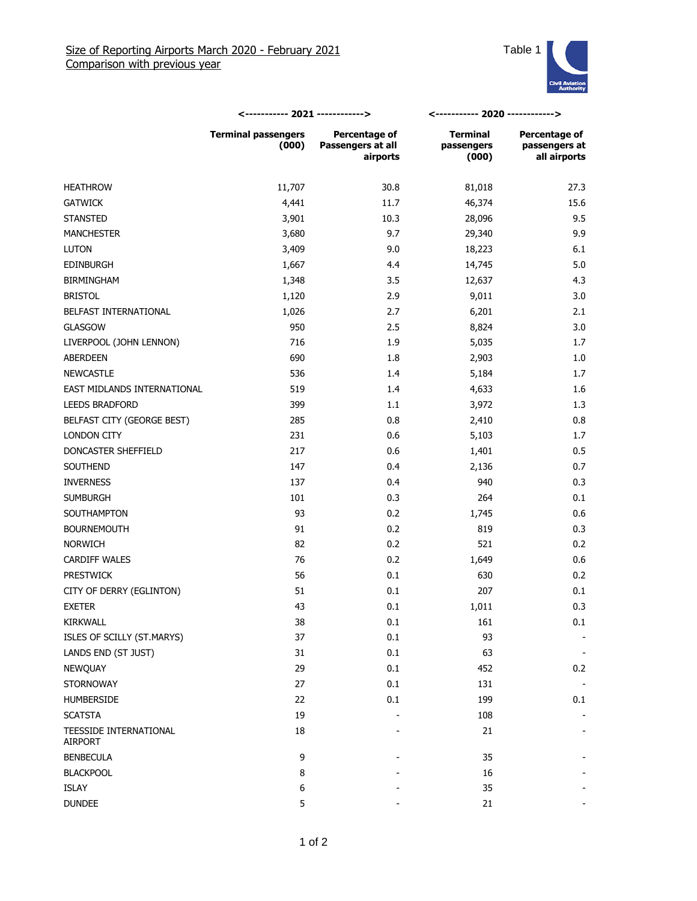## Size of Reporting Airports March 2020 - February 2021
## Comparison with previous year

Table 1

| | 2021 | | 2020 | |
|---|---|---|---|---|
| | Terminal passengers (000) | Percentage of Passengers at all airports | Terminal passengers (000) | Percentage of passengers at all airports |
| HEATHROW | 11,707 | 30.8 | 81,018 | 27.3 |
| GATWICK | 4,441 | 11.7 | 46,374 | 15.6 |
| STANSTED | 3,901 | 10.3 | 28,096 | 9.5 |
| MANCHESTER | 3,680 | 9.7 | 29,340 | 9.9 |
| LUTON | 3,409 | 9.0 | 18,223 | 6.1 |
| EDINBURGH | 1,667 | 4.4 | 14,745 | 5.0 |
| BIRMINGHAM | 1,348 | 3.5 | 12,637 | 4.3 |
| BRISTOL | 1,120 | 2.9 | 9,011 | 3.0 |
| BELFAST INTERNATIONAL | 1,026 | 2.7 | 6,201 | 2.1 |
| GLASGOW | 950 | 2.5 | 8,824 | 3.0 |
| LIVERPOOL (JOHN LENNON) | 716 | 1.9 | 5,035 | 1.7 |
| ABERDEEN | 690 | 1.8 | 2,903 | 1.0 |
| NEWCASTLE | 536 | 1.4 | 5,184 | 1.7 |
| EAST MIDLANDS INTERNATIONAL | 519 | 1.4 | 4,633 | 1.6 |
| LEEDS BRADFORD | 399 | 1.1 | 3,972 | 1.3 |
| BELFAST CITY (GEORGE BEST) | 285 | 0.8 | 2,410 | 0.8 |
| LONDON CITY | 231 | 0.6 | 5,103 | 1.7 |
| DONCASTER SHEFFIELD | 217 | 0.6 | 1,401 | 0.5 |
| SOUTHEND | 147 | 0.4 | 2,136 | 0.7 |
| INVERNESS | 137 | 0.4 | 940 | 0.3 |
| SUMBURGH | 101 | 0.3 | 264 | 0.1 |
| SOUTHAMPTON | 93 | 0.2 | 1,745 | 0.6 |
| BOURNEMOUTH | 91 | 0.2 | 819 | 0.3 |
| NORWICH | 82 | 0.2 | 521 | 0.2 |
| CARDIFF WALES | 76 | 0.2 | 1,649 | 0.6 |
| PRESTWICK | 56 | 0.1 | 630 | 0.2 |
| CITY OF DERRY (EGLINTON) | 51 | 0.1 | 207 | 0.1 |
| EXETER | 43 | 0.1 | 1,011 | 0.3 |
| KIRKWALL | 38 | 0.1 | 161 | 0.1 |
| ISLES OF SCILLY (ST.MARYS) | 37 | 0.1 | 93 | - |
| LANDS END (ST JUST) | 31 | 0.1 | 63 | - |
| NEWQUAY | 29 | 0.1 | 452 | 0.2 |
| STORNOWAY | 27 | 0.1 | 131 | - |
| HUMBERSIDE | 22 | 0.1 | 199 | 0.1 |
| SCATSTA | 19 | - | 108 | - |
| TEESSIDE INTERNATIONAL AIRPORT | 18 | - | 21 | - |
| BENBECULA | 9 | - | 35 | - |
| BLACKPOOL | 8 | - | 16 | - |
| ISLAY | 6 | - | 35 | - |
| DUNDEE | 5 | - | 21 | - |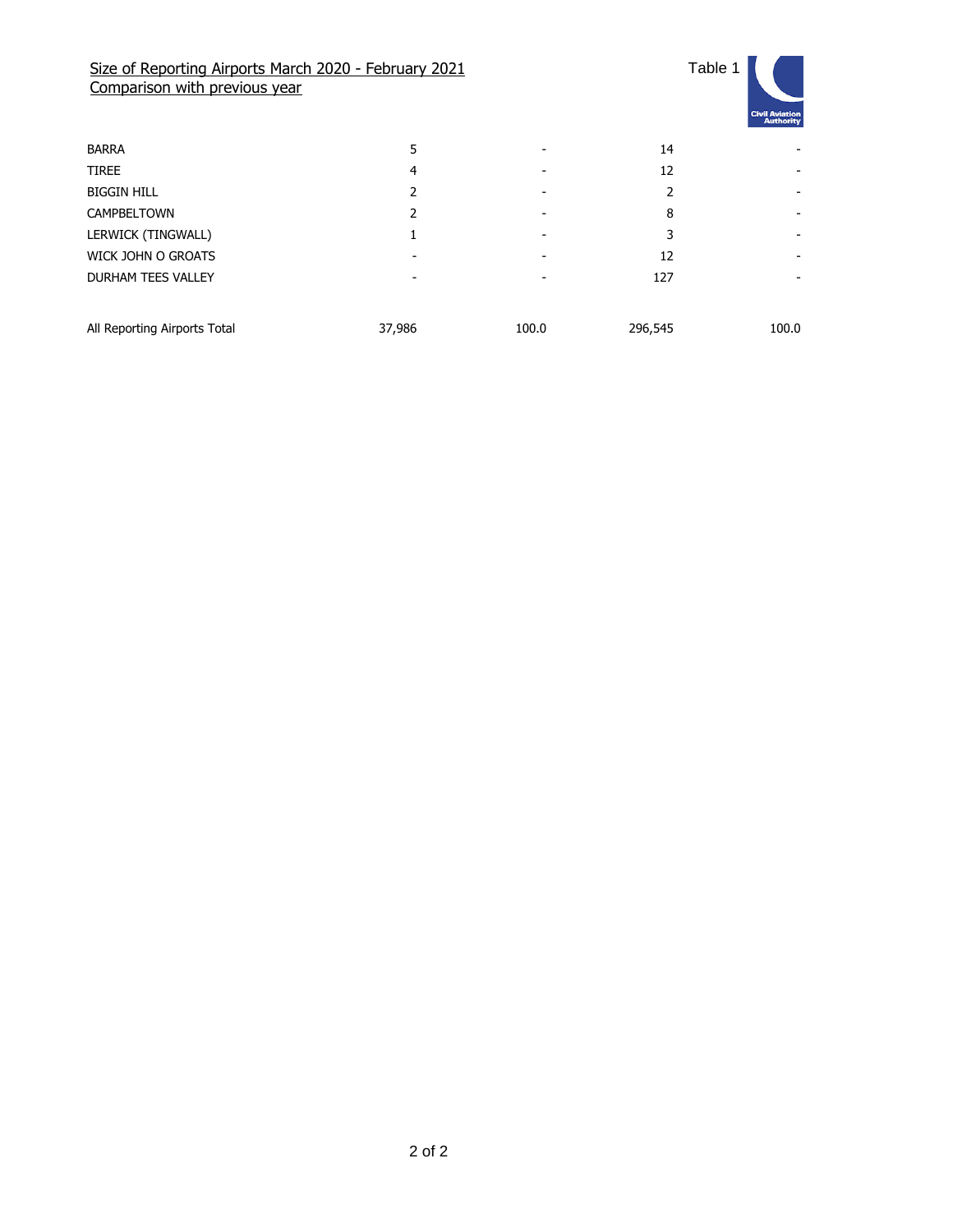Size of Reporting Airports March 2020 - February 2021
Comparison with previous year

Table 1

| | | | | |
|---|---|---|---|---|
| BARRA | 5 | - | 14 | - |
| TIREE | 4 | - | 12 | - |
| BIGGIN HILL | 2 | - | 2 | - |
| CAMPBELTOWN | 2 | - | 8 | - |
| LERWICK (TINGWALL) | 1 | - | 3 | - |
| WICK JOHN O GROATS | - | - | 12 | - |
| DURHAM TEES VALLEY | - | - | 127 | - |
| All Reporting Airports Total | 37,986 | 100.0 | 296,545 | 100.0 |